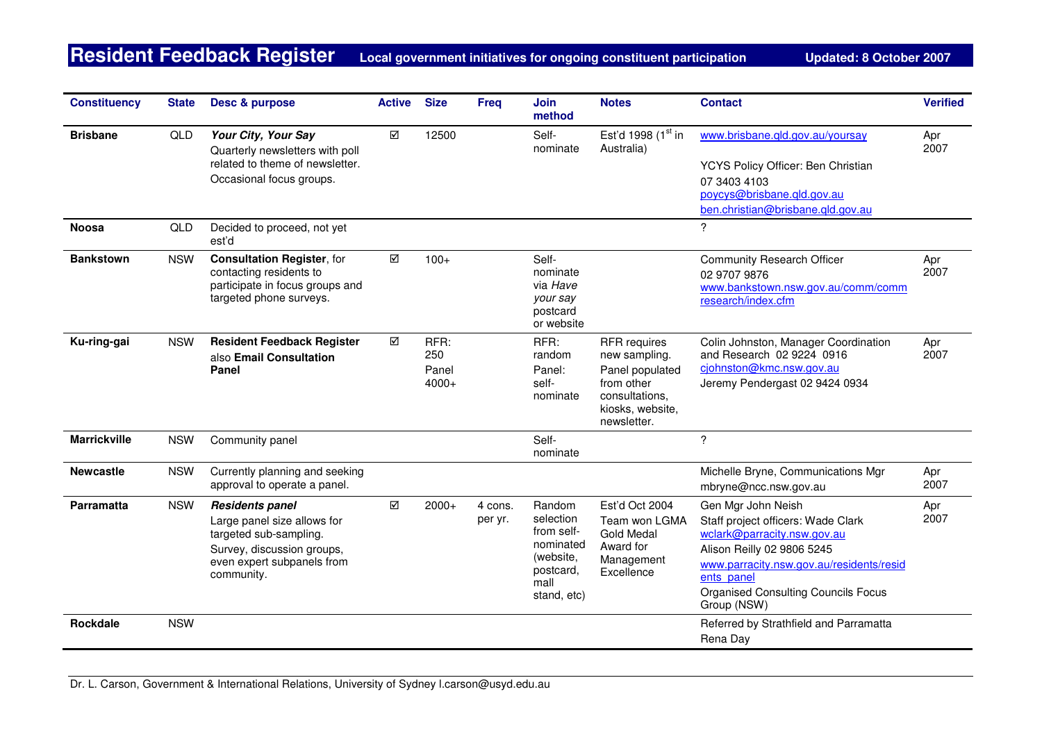# Resident Feedback Register

**Local government initiatives for ongoing constituent participation** **Updated: 8 October 2007**

| Constituency | State | Desc & purpose | Active | Size | Freq | Join method | Notes | Contact | Verified |
|---|---|---|---|---|---|---|---|---|---|
| **Brisbane** | QLD | ***Your City, Your Say*** Quarterly newsletters with poll related to theme of newsletter. Occasional focus groups. | ☑ | 12500 | | Self-nominate | Est'd 1998 (1st in Australia) | www.brisbane.qld.gov.au/yoursay YCYS Policy Officer: Ben Christian 07 3403 4103 poycys@brisbane.qld.gov.au ben.christian@brisbane.qld.gov.au | Apr 2007 |
| **Noosa** | QLD | Decided to proceed, not yet est'd | | | | | | ? | |
| **Bankstown** | NSW | **Consultation Register**, for contacting residents to participate in focus groups and targeted phone surveys. | ☑ | 100+ | | Self-nominate via *Have your say* postcard or website | | Community Research Officer 02 9707 9876 www.bankstown.nsw.gov.au/comm/commresearch/index.cfm | Apr 2007 |
| **Ku-ring-gai** | NSW | **Resident Feedback Register** also **Email Consultation Panel** | ☑ | RFR: 250 Panel 4000+ | | RFR: random Panel: self-nominate | RFR requires new sampling. Panel populated from other consultations, kiosks, website, newsletter. | Colin Johnston, Manager Coordination and Research 02 9224 0916 cjohnston@kmc.nsw.gov.au Jeremy Pendergast 02 9424 0934 | Apr 2007 |
| **Marrickville** | NSW | Community panel | | | | Self-nominate | | ? | |
| **Newcastle** | NSW | Currently planning and seeking approval to operate a panel. | | | | | | Michelle Bryne, Communications Mgr mbryne@ncc.nsw.gov.au | Apr 2007 |
| **Parramatta** | NSW | ***Residents panel*** Large panel size allows for targeted sub-sampling. Survey, discussion groups, even expert subpanels from community. | ☑ | 2000+ | 4 cons. per yr. | Random selection from self-nominated (website, postcard, mall stand, etc) | Est'd Oct 2004 Team won LGMA Gold Medal Award for Management Excellence | Gen Mgr John Neish Staff project officers: Wade Clark wclark@parracity.nsw.gov.au Alison Reilly 02 9806 5245 www.parracity.nsw.gov.au/residents/residents_panel Organised Consulting Councils Focus Group (NSW) | Apr 2007 |
| **Rockdale** | NSW | | | | | | | Referred by Strathfield and Parramatta Rena Day | |

Dr. L. Carson, Government & International Relations, University of Sydney l.carson@usyd.edu.au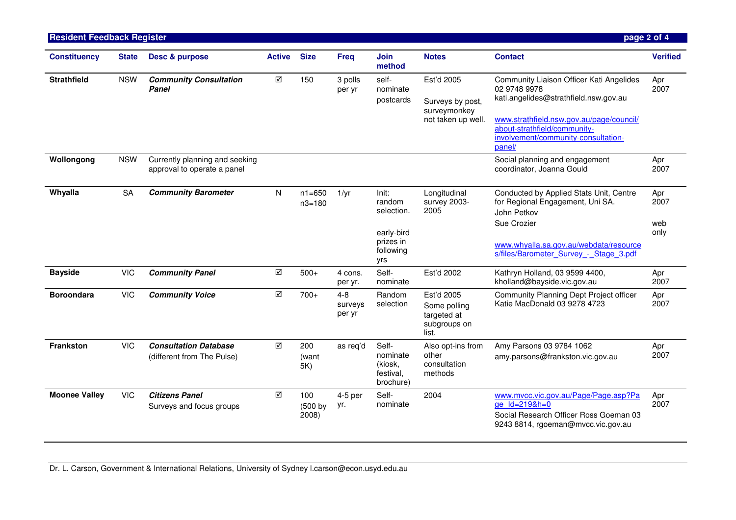| Constituency | State | Desc & purpose | Active | Size | Freq | Join method | Notes | Contact | Verified |
|---|---|---|---|---|---|---|---|---|---|
| **Strathfield** | NSW | ***Community Consultation Panel*** | ☑ | 150 | 3 polls per yr | self-nominate postcards | Est'd 2005 Surveys by post, surveymonkey not taken up well. | Community Liaison Officer Kati Angelides 02 9748 9978 kati.angelides@strathfield.nsw.gov.au www.strathfield.nsw.gov.au/page/council/about-strathfield/community-involvement/community-consultation-panel/ | Apr 2007 |
| **Wollongong** | NSW | Currently planning and seeking approval to operate a panel | | | | | | Social planning and engagement coordinator, Joanna Gould | Apr 2007 |
| **Whyalla** | SA | ***Community Barometer*** | N | n1=650 n3=180 | 1/yr | Init: random selection. early-bird prizes in following yrs | Longitudinal survey 2003-2005 | Conducted by Applied Stats Unit, Centre for Regional Engagement, Uni SA. John Petkov Sue Crozier www.whyalla.sa.gov.au/webdata/resources/files/Barometer_Survey_-_Stage_3.pdf | Apr 2007 web only |
| **Bayside** | VIC | ***Community Panel*** | ☑ | 500+ | 4 cons. per yr. | Self-nominate | Est'd 2002 | Kathryn Holland, 03 9599 4400, kholland@bayside.vic.gov.au | Apr 2007 |
| **Boroondara** | VIC | ***Community Voice*** | ☑ | 700+ | 4-8 surveys per yr | Random selection | Est'd 2005 Some polling targeted at subgroups on list. | Community Planning Dept Project officer Katie MacDonald 03 9278 4723 | Apr 2007 |
| **Frankston** | VIC | ***Consultation Database*** (different from The Pulse) | ☑ | 200 (want 5K) | as req'd | Self-nominate (kiosk, festival, brochure) | Also opt-ins from other consultation methods | Amy Parsons 03 9784 1062 amy.parsons@frankston.vic.gov.au | Apr 2007 |
| **Moonee Valley** | VIC | ***Citizens Panel*** Surveys and focus groups | ☑ | 100 (500 by 2008) | 4-5 per yr. | Self-nominate | 2004 | www.mvcc.vic.gov.au/Page/Page.asp?Page_Id=219&h=0 Social Research Officer Ross Goeman 03 9243 8814, rgoeman@mvcc.vic.gov.au | Apr 2007 |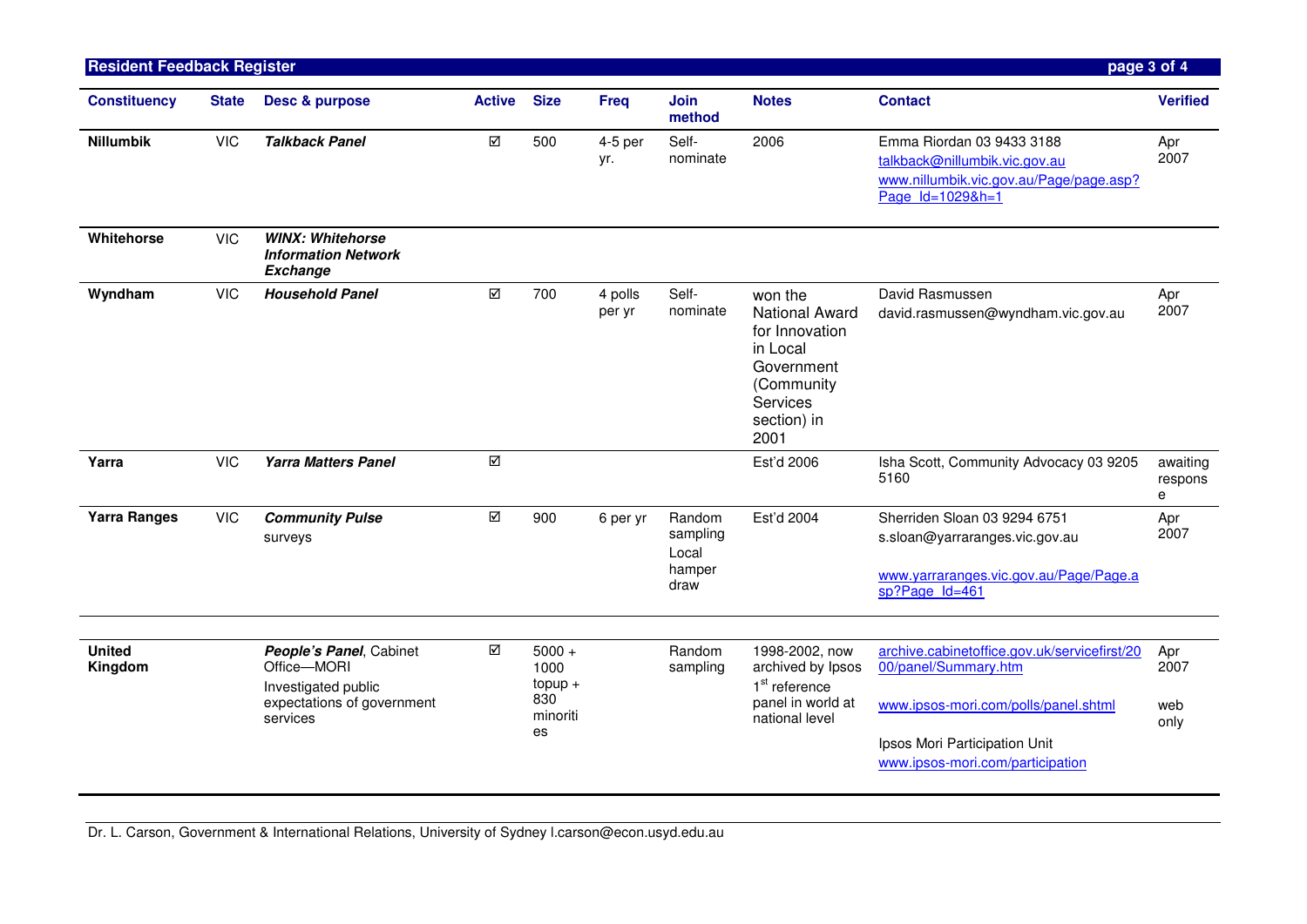| Constituency | State | Desc & purpose | Active | Size | Freq | Join method | Notes | Contact | Verified |
|---|---|---|---|---|---|---|---|---|---|
| **Nillumbik** | VIC | ***Talkback Panel*** | ☑ | 500 | 4-5 per yr. | Self-nominate | 2006 | Emma Riordan 03 9433 3188 talkback@nillumbik.vic.gov.au www.nillumbik.vic.gov.au/Page/page.asp?Page_Id=1029&h=1 | Apr 2007 |
| **Whitehorse** | VIC | ***WINX: Whitehorse Information Network Exchange*** | | | | | | | |
| **Wyndham** | VIC | ***Household Panel*** | ☑ | 700 | 4 polls per yr | Self-nominate | won the National Award for Innovation in Local Government (Community Services section) in 2001 | David Rasmussen david.rasmussen@wyndham.vic.gov.au | Apr 2007 |
| **Yarra** | VIC | ***Yarra Matters Panel*** | ☑ | | | | Est'd 2006 | Isha Scott, Community Advocacy 03 9205 5160 | awaiting response |
| **Yarra Ranges** | VIC | ***Community Pulse*** surveys | ☑ | 900 | 6 per yr | Random sampling Local hamper draw | Est'd 2004 | Sherriden Sloan 03 9294 6751 s.sloan@yarraranges.vic.gov.au www.yarraranges.vic.gov.au/Page/Page.asp?Page_Id=461 | Apr 2007 |
| | | | | | | | | | |
| **United Kingdom** | | ***People's Panel***, Cabinet Office—MORI Investigated public expectations of government services | ☑ | 5000 + 1000 topup + 830 minorities | | Random sampling | 1998-2002, now archived by Ipsos 1st reference panel in world at national level | archive.cabinetoffice.gov.uk/servicefirst/2000/panel/Summary.htm www.ipsos-mori.com/polls/panel.shtml Ipsos Mori Participation Unit www.ipsos-mori.com/participation | Apr 2007 web only |

Dr. L. Carson, Government & International Relations, University of Sydney l.carson@econ.usyd.edu.au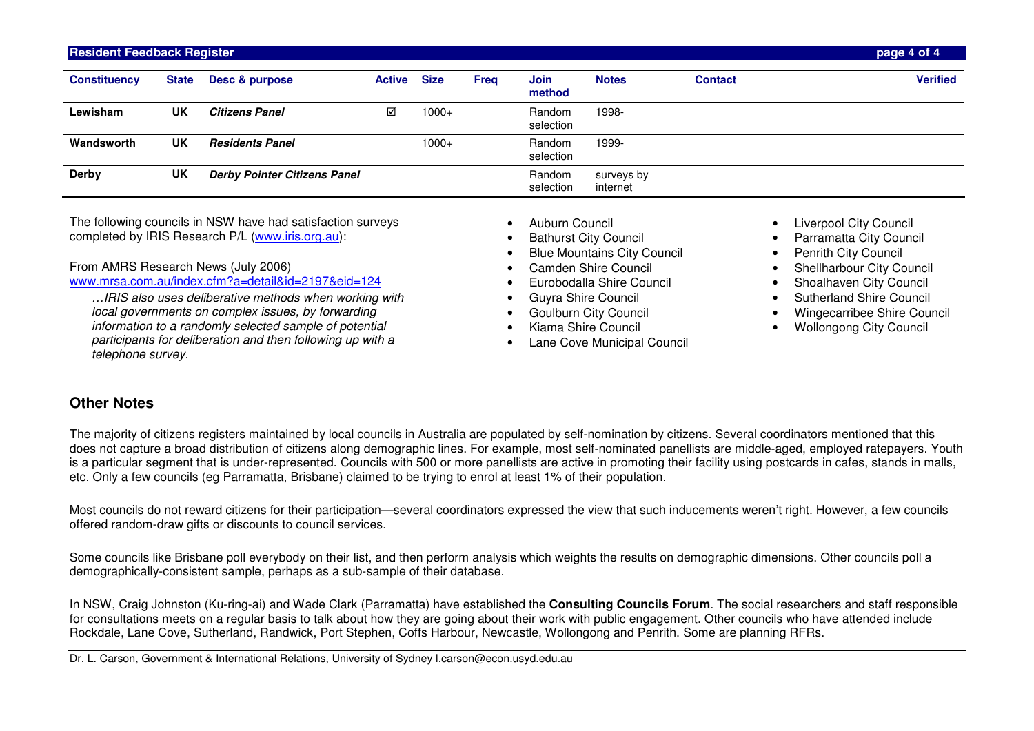| Constituency | State | Desc & purpose | Active | Size | Freq | Join method | Notes | Contact | Verified |
|---|---|---|---|---|---|---|---|---|---|
| **Lewisham** | **UK** | ***Citizens Panel*** | ☑ | 1000+ | | Random selection | 1998- | | |
| **Wandsworth** | **UK** | ***Residents Panel*** | | 1000+ | | Random selection | 1999- | | |
| **Derby** | **UK** | ***Derby Pointer Citizens Panel*** | | | | Random selection | surveys by internet | | |

The following councils in NSW have had satisfaction surveys completed by IRIS Research P/L (www.iris.org.au):

- Auburn Council
- Bathurst City Council
- Blue Mountains City Council
- Camden Shire Council
- Eurobodalla Shire Council
- Guyra Shire Council
- Goulburn City Council
- Kiama Shire Council
- Lane Cove Municipal Council
- Liverpool City Council
- Parramatta City Council
- Penrith City Council
- Shellharbour City Council
- Shoalhaven City Council
- Sutherland Shire Council
- Wingecarribee Shire Council
- Wollongong City Council

From AMRS Research News (July 2006)
www.mrsa.com.au/index.cfm?a=detail&id=2197&eid=124

> *…IRIS also uses deliberative methods when working with local governments on complex issues, by forwarding information to a randomly selected sample of potential participants for deliberation and then following up with a telephone survey.*

## Other Notes

The majority of citizens registers maintained by local councils in Australia are populated by self-nomination by citizens. Several coordinators mentioned that this does not capture a broad distribution of citizens along demographic lines. For example, most self-nominated panellists are middle-aged, employed ratepayers. Youth is a particular segment that is under-represented. Councils with 500 or more panellists are active in promoting their facility using postcards in cafes, stands in malls, etc. Only a few councils (eg Parramatta, Brisbane) claimed to be trying to enrol at least 1% of their population.

Most councils do not reward citizens for their participation—several coordinators expressed the view that such inducements weren't right. However, a few councils offered random-draw gifts or discounts to council services.

Some councils like Brisbane poll everybody on their list, and then perform analysis which weights the results on demographic dimensions. Other councils poll a demographically-consistent sample, perhaps as a sub-sample of their database.

In NSW, Craig Johnston (Ku-ring-ai) and Wade Clark (Parramatta) have established the **Consulting Councils Forum**. The social researchers and staff responsible for consultations meets on a regular basis to talk about how they are going about their work with public engagement. Other councils who have attended include Rockdale, Lane Cove, Sutherland, Randwick, Port Stephen, Coffs Harbour, Newcastle, Wollongong and Penrith. Some are planning RFRs.